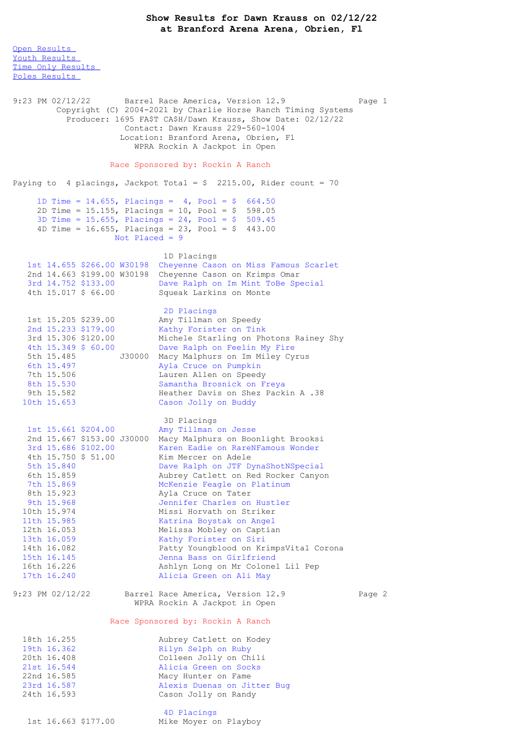# Show Results for Dawn Krauss on 02/12/22
## at Branford Arena Arena, Obrien, Fl

[Open Results](#)
[Youth Results](#)
[Time Only Results](#)
[Poles Results](#)

```
9:23 PM 02/12/22       Barrel Race America, Version 12.9              Page 1
         Copyright (C) 2004-2021 by Charlie Horse Ranch Timing Systems
           Producer: 1695 FA$T CA$H/Dawn Krauss, Show Date: 02/12/22
                        Contact: Dawn Krauss 229-560-1004
                       Location: Branford Arena, Obrien, Fl
                          WPRA Rockin A Jackpot in Open

                      Race Sponsored by: Rockin A Ranch

Paying to  4 placings, Jackpot Total = $  2215.00, Rider count = 70

     1D Time = 14.655, Placings =  4, Pool = $  664.50
     2D Time = 15.155, Placings = 10, Pool = $  598.05
     3D Time = 15.655, Placings = 24, Pool = $  509.45
     4D Time = 16.655, Placings = 23, Pool = $  443.00
                       Not Placed = 9

                                1D Placings
   1st 14.655 $266.00 W30198  Cheyenne Cason on Miss Famous Scarlet
   2nd 14.663 $199.00 W30198  Cheyenne Cason on Krimps Omar
   3rd 14.752 $133.00         Dave Ralph on Im Mint ToBe Special
   4th 15.017 $ 66.00         Squeak Larkins on Monte

                                2D Placings
   1st 15.205 $239.00         Amy Tillman on Speedy
   2nd 15.233 $179.00         Kathy Forister on Tink
   3rd 15.306 $120.00         Michele Starling on Photons Rainey Shy
   4th 15.349 $ 60.00         Dave Ralph on Feelin My Fire
   5th 15.485         J30000  Macy Malphurs on Im Miley Cyrus
   6th 15.497                 Ayla Cruce on Pumpkin
   7th 15.506                 Lauren Allen on Speedy
   8th 15.530                 Samantha Brosnick on Freya
   9th 15.582                 Heather Davis on Shez Packin A .38
  10th 15.653                 Cason Jolly on Buddy

                                3D Placings
   1st 15.661 $204.00         Amy Tillman on Jesse
   2nd 15.667 $153.00 J30000  Macy Malphurs on Boonlight Brooksi
   3rd 15.686 $102.00         Karen Eadie on RareNFamous Wonder
   4th 15.750 $ 51.00         Kim Mercer on Adele
   5th 15.840                 Dave Ralph on JTF DynaShotNSpecial
   6th 15.859                 Aubrey Catlett on Red Rocker Canyon
   7th 15.869                 McKenzie Feagle on Platinum
   8th 15.923                 Ayla Cruce on Tater
   9th 15.968                 Jennifer Charles on Hustler
  10th 15.974                 Missi Horvath on Striker
  11th 15.985                 Katrina Boystak on Angel
  12th 16.053                 Melissa Mobley on Captian
  13th 16.059                 Kathy Forister on Siri
  14th 16.082                 Patty Youngblood on KrimpsVital Corona
  15th 16.145                 Jenna Bass on Girlfriend
  16th 16.226                 Ashlyn Long on Mr Colonel Lil Pep
  17th 16.240                 Alicia Green on Ali May

9:23 PM 02/12/22       Barrel Race America, Version 12.9              Page 2
                          WPRA Rockin A Jackpot in Open

                      Race Sponsored by: Rockin A Ranch

  18th 16.255                 Aubrey Catlett on Kodey
  19th 16.362                 Rilyn Selph on Ruby
  20th 16.408                 Colleen Jolly on Chili
  21st 16.544                 Alicia Green on Socks
  22nd 16.585                 Macy Hunter on Fame
  23rd 16.587                 Alexis Duenas on Jitter Bug
  24th 16.593                 Cason Jolly on Randy

                                4D Placings
   1st 16.663 $177.00         Mike Moyer on Playboy
```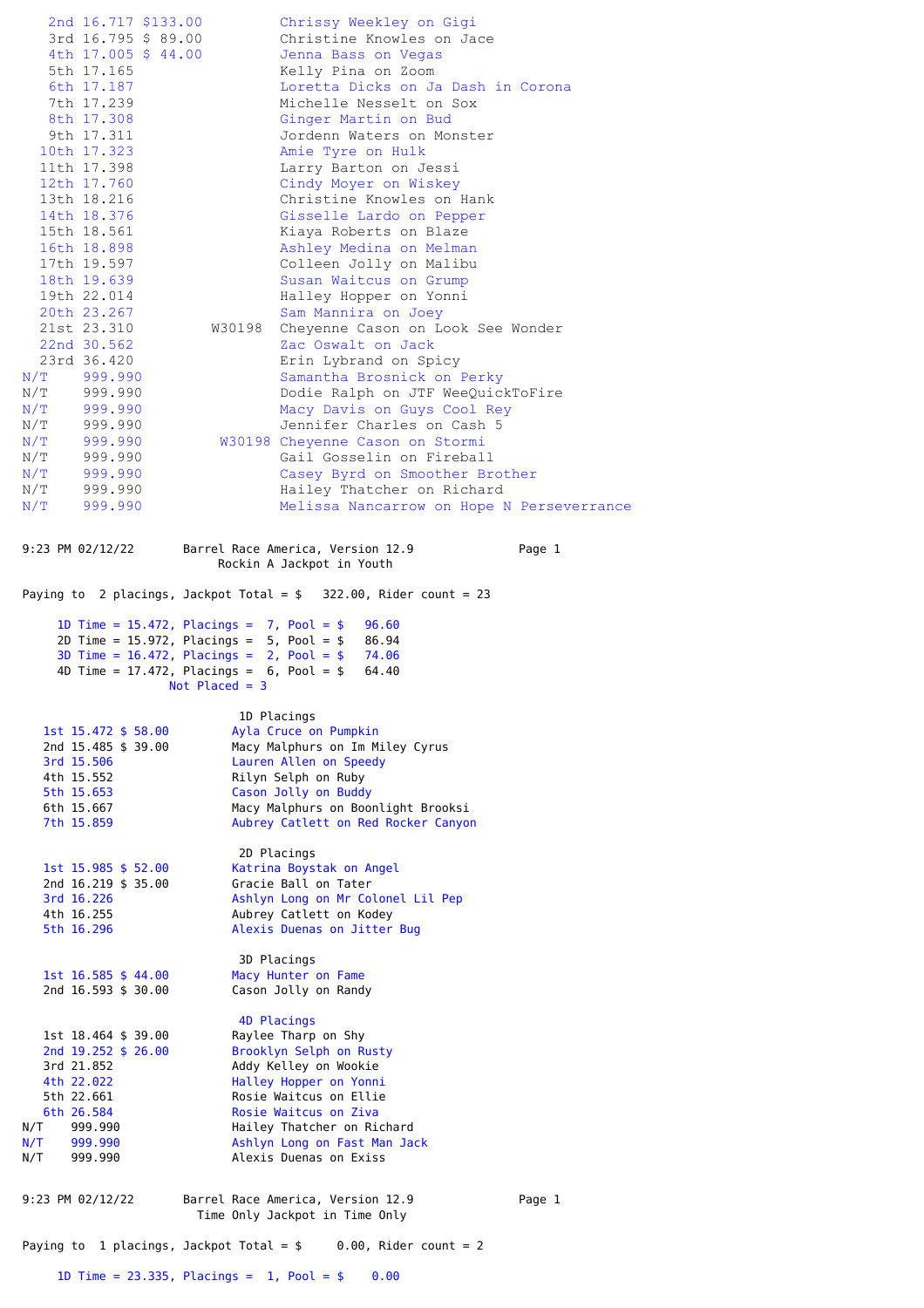| Place | Time | Payout | ID | Rider / Horse |
|---|---|---|---|---|
| 2nd | 16.717 | $133.00 | | Chrissy Weekley on Gigi |
| 3rd | 16.795 | $ 89.00 | | Christine Knowles on Jace |
| 4th | 17.005 | $ 44.00 | | Jenna Bass on Vegas |
| 5th | 17.165 | | | Kelly Pina on Zoom |
| 6th | 17.187 | | | Loretta Dicks on Ja Dash in Corona |
| 7th | 17.239 | | | Michelle Nesselt on Sox |
| 8th | 17.308 | | | Ginger Martin on Bud |
| 9th | 17.311 | | | Jordenn Waters on Monster |
| 10th | 17.323 | | | Amie Tyre on Hulk |
| 11th | 17.398 | | | Larry Barton on Jessi |
| 12th | 17.760 | | | Cindy Moyer on Wiskey |
| 13th | 18.216 | | | Christine Knowles on Hank |
| 14th | 18.376 | | | Gisselle Lardo on Pepper |
| 15th | 18.561 | | | Kiaya Roberts on Blaze |
| 16th | 18.898 | | | Ashley Medina on Melman |
| 17th | 19.597 | | | Colleen Jolly on Malibu |
| 18th | 19.639 | | | Susan Waitcus on Grump |
| 19th | 22.014 | | | Halley Hopper on Yonni |
| 20th | 23.267 | | | Sam Mannira on Joey |
| 21st | 23.310 | | W30198 | Cheyenne Cason on Look See Wonder |
| 22nd | 30.562 | | | Zac Oswalt on Jack |
| 23rd | 36.420 | | | Erin Lybrand on Spicy |
| N/T | 999.990 | | | Samantha Brosnick on Perky |
| N/T | 999.990 | | | Dodie Ralph on JTF WeeQuickToFire |
| N/T | 999.990 | | | Macy Davis on Guys Cool Rey |
| N/T | 999.990 | | | Jennifer Charles on Cash 5 |
| N/T | 999.990 | | W30198 | Cheyenne Cason on Stormi |
| N/T | 999.990 | | | Gail Gosselin on Fireball |
| N/T | 999.990 | | | Casey Byrd on Smoother Brother |
| N/T | 999.990 | | | Hailey Thatcher on Richard |
| N/T | 999.990 | | | Melissa Nancarrow on Hope N Perseverrance |

9:23 PM 02/12/22 Barrel Race America, Version 12.9 Page 1

## Rockin A Jackpot in Youth

Paying to 2 placings, Jackpot Total = $ 322.00, Rider count = 23

- 1D Time = 15.472, Placings = 7, Pool = $ 96.60
- 2D Time = 15.972, Placings = 5, Pool = $ 86.94
- 3D Time = 16.472, Placings = 2, Pool = $ 74.06
- 4D Time = 17.472, Placings = 6, Pool = $ 64.40

Not Placed = 3

### 1D Placings

| Place | Time | Payout | Rider / Horse |
|---|---|---|---|
| 1st | 15.472 | $ 58.00 | Ayla Cruce on Pumpkin |
| 2nd | 15.485 | $ 39.00 | Macy Malphurs on Im Miley Cyrus |
| 3rd | 15.506 | | Lauren Allen on Speedy |
| 4th | 15.552 | | Rilyn Selph on Ruby |
| 5th | 15.653 | | Cason Jolly on Buddy |
| 6th | 15.667 | | Macy Malphurs on Boonlight Brooksi |
| 7th | 15.859 | | Aubrey Catlett on Red Rocker Canyon |

### 2D Placings

| Place | Time | Payout | Rider / Horse |
|---|---|---|---|
| 1st | 15.985 | $ 52.00 | Katrina Boystak on Angel |
| 2nd | 16.219 | $ 35.00 | Gracie Ball on Tater |
| 3rd | 16.226 | | Ashlyn Long on Mr Colonel Lil Pep |
| 4th | 16.255 | | Aubrey Catlett on Kodey |
| 5th | 16.296 | | Alexis Duenas on Jitter Bug |

### 3D Placings

| Place | Time | Payout | Rider / Horse |
|---|---|---|---|
| 1st | 16.585 | $ 44.00 | Macy Hunter on Fame |
| 2nd | 16.593 | $ 30.00 | Cason Jolly on Randy |

### 4D Placings

| Place | Time | Payout | Rider / Horse |
|---|---|---|---|
| 1st | 18.464 | $ 39.00 | Raylee Tharp on Shy |
| 2nd | 19.252 | $ 26.00 | Brooklyn Selph on Rusty |
| 3rd | 21.852 | | Addy Kelley on Wookie |
| 4th | 22.022 | | Halley Hopper on Yonni |
| 5th | 22.661 | | Rosie Waitcus on Ellie |
| 6th | 26.584 | | Rosie Waitcus on Ziva |
| N/T | 999.990 | | Hailey Thatcher on Richard |
| N/T | 999.990 | | Ashlyn Long on Fast Man Jack |
| N/T | 999.990 | | Alexis Duenas on Exiss |

9:23 PM 02/12/22 Barrel Race America, Version 12.9 Page 1

## Time Only Jackpot in Time Only

Paying to 1 placings, Jackpot Total = $ 0.00, Rider count = 2

- 1D Time = 23.335, Placings = 1, Pool = $ 0.00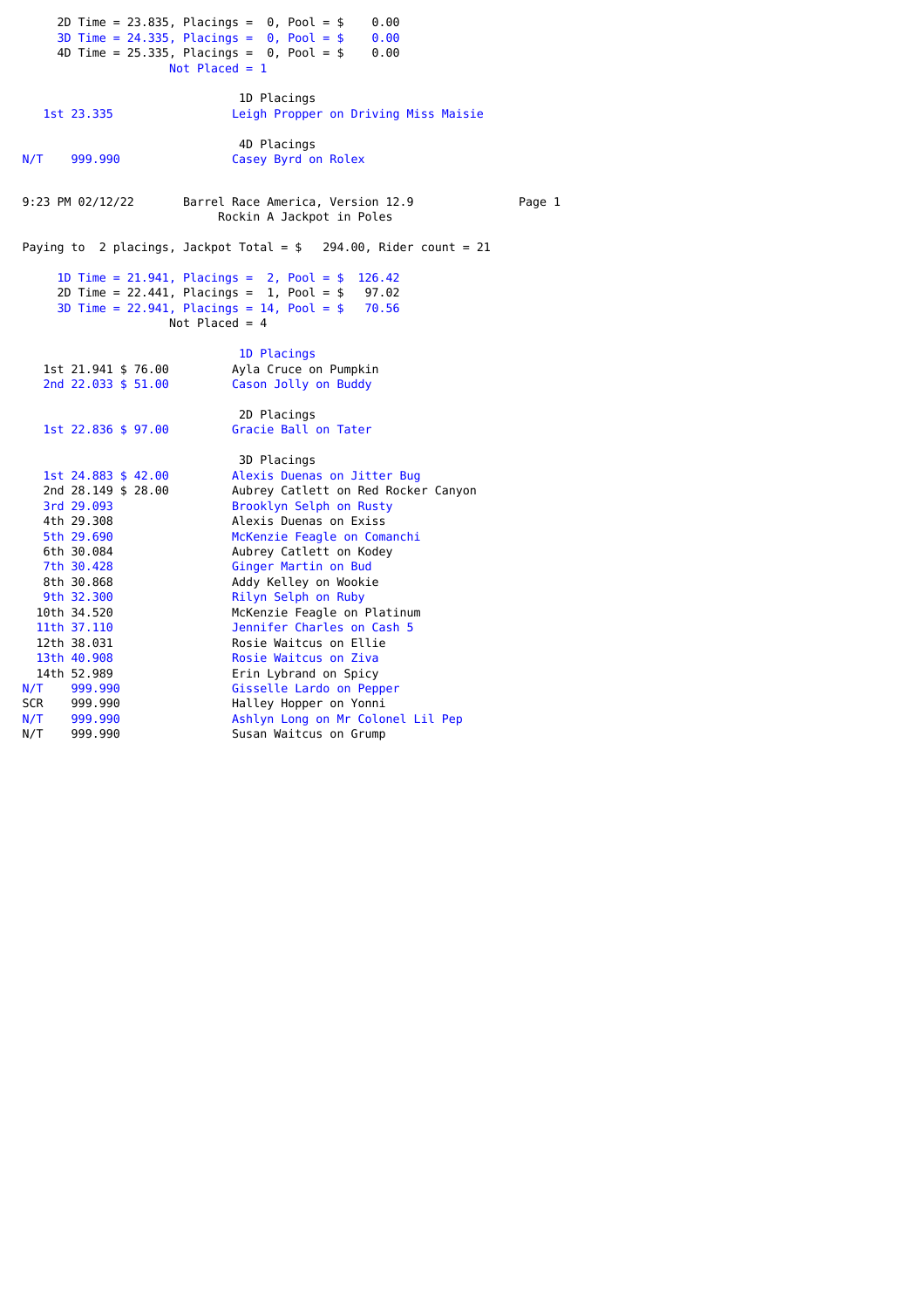2D Time = 23.835, Placings = 0, Pool = $ 0.00
3D Time = 24.335, Placings = 0, Pool = $ 0.00
4D Time = 25.335, Placings = 0, Pool = $ 0.00
Not Placed = 1

1D Placings

| | | |
|---|---|---|
| 1st | 23.335 | Leigh Propper on Driving Miss Maisie |

4D Placings

| | | |
|---|---|---|
| N/T | 999.990 | Casey Byrd on Rolex |

9:23 PM 02/12/22 Barrel Race America, Version 12.9

Rockin A Jackpot in Poles

Paying to 2 placings, Jackpot Total = $ 294.00, Rider count = 21

1D Time = 21.941, Placings = 2, Pool = $ 126.42
2D Time = 22.441, Placings = 1, Pool = $ 97.02
3D Time = 22.941, Placings = 14, Pool = $ 70.56
Not Placed = 4

1D Placings

| | | | |
|---|---|---|---|
| 1st | 21.941 | $ 76.00 | Ayla Cruce on Pumpkin |
| 2nd | 22.033 | $ 51.00 | Cason Jolly on Buddy |

2D Placings

| | | | |
|---|---|---|---|
| 1st | 22.836 | $ 97.00 | Gracie Ball on Tater |

3D Placings

| | | | |
|---|---|---|---|
| 1st | 24.883 | $ 42.00 | Alexis Duenas on Jitter Bug |
| 2nd | 28.149 | $ 28.00 | Aubrey Catlett on Red Rocker Canyon |
| 3rd | 29.093 | | Brooklyn Selph on Rusty |
| 4th | 29.308 | | Alexis Duenas on Exiss |
| 5th | 29.690 | | McKenzie Feagle on Comanchi |
| 6th | 30.084 | | Aubrey Catlett on Kodey |
| 7th | 30.428 | | Ginger Martin on Bud |
| 8th | 30.868 | | Addy Kelley on Wookie |
| 9th | 32.300 | | Rilyn Selph on Ruby |
| 10th | 34.520 | | McKenzie Feagle on Platinum |
| 11th | 37.110 | | Jennifer Charles on Cash 5 |
| 12th | 38.031 | | Rosie Waitcus on Ellie |
| 13th | 40.908 | | Rosie Waitcus on Ziva |
| 14th | 52.989 | | Erin Lybrand on Spicy |
| N/T | 999.990 | | Gisselle Lardo on Pepper |
| SCR | 999.990 | | Halley Hopper on Yonni |
| N/T | 999.990 | | Ashlyn Long on Mr Colonel Lil Pep |
| N/T | 999.990 | | Susan Waitcus on Grump |